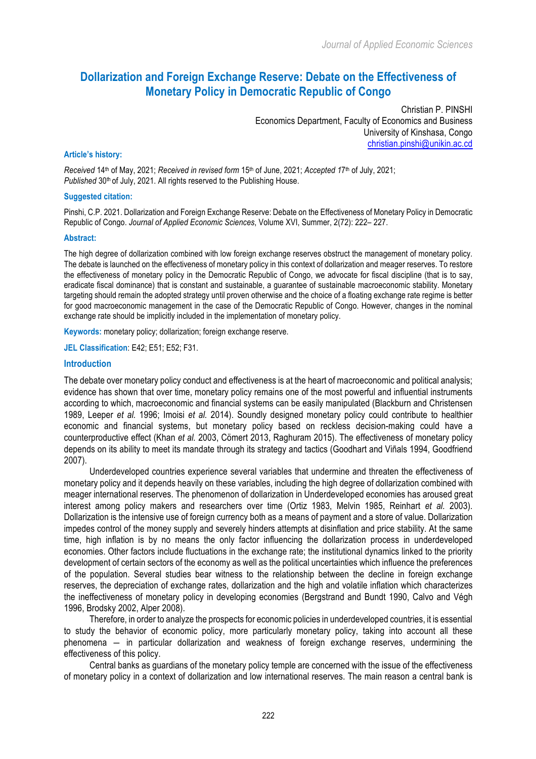# Dollarization and Foreign Exchange Reserve: Debate on the Effectiveness of Monetary Policy in Democratic Republic of Congo

Christian P. PINSHI
Economics Department, Faculty of Economics and Business
University of Kinshasa, Congo
christian.pinshi@unikin.ac.cd

**Article's history:**

*Received* 14th of May, 2021; *Received in revised form* 15th of June, 2021; *Accepted* 17th of July, 2021; *Published* 30th of July, 2021. All rights reserved to the Publishing House.

**Suggested citation:**

Pinshi, C.P. 2021. Dollarization and Foreign Exchange Reserve: Debate on the Effectiveness of Monetary Policy in Democratic Republic of Congo. *Journal of Applied Economic Sciences*, Volume XVI, Summer, 2(72): 222– 227.

**Abstract:**

The high degree of dollarization combined with low foreign exchange reserves obstruct the management of monetary policy. The debate is launched on the effectiveness of monetary policy in this context of dollarization and meager reserves. To restore the effectiveness of monetary policy in the Democratic Republic of Congo, we advocate for fiscal discipline (that is to say, eradicate fiscal dominance) that is constant and sustainable, a guarantee of sustainable macroeconomic stability. Monetary targeting should remain the adopted strategy until proven otherwise and the choice of a floating exchange rate regime is better for good macroeconomic management in the case of the Democratic Republic of Congo. However, changes in the nominal exchange rate should be implicitly included in the implementation of monetary policy.

**Keywords:** monetary policy; dollarization; foreign exchange reserve.

**JEL Classification**: E42; E51; E52; F31.

## Introduction

The debate over monetary policy conduct and effectiveness is at the heart of macroeconomic and political analysis; evidence has shown that over time, monetary policy remains one of the most powerful and influential instruments according to which, macroeconomic and financial systems can be easily manipulated (Blackburn and Christensen 1989, Leeper *et al.* 1996; Imoisi *et al.* 2014). Soundly designed monetary policy could contribute to healthier economic and financial systems, but monetary policy based on reckless decision-making could have a counterproductive effect (Khan *et al.* 2003, Cömert 2013, Raghuram 2015). The effectiveness of monetary policy depends on its ability to meet its mandate through its strategy and tactics (Goodhart and Viñals 1994, Goodfriend 2007).

Underdeveloped countries experience several variables that undermine and threaten the effectiveness of monetary policy and it depends heavily on these variables, including the high degree of dollarization combined with meager international reserves. The phenomenon of dollarization in Underdeveloped economies has aroused great interest among policy makers and researchers over time (Ortiz 1983, Melvin 1985, Reinhart *et al.* 2003). Dollarization is the intensive use of foreign currency both as a means of payment and a store of value. Dollarization impedes control of the money supply and severely hinders attempts at disinflation and price stability. At the same time, high inflation is by no means the only factor influencing the dollarization process in underdeveloped economies. Other factors include fluctuations in the exchange rate; the institutional dynamics linked to the priority development of certain sectors of the economy as well as the political uncertainties which influence the preferences of the population. Several studies bear witness to the relationship between the decline in foreign exchange reserves, the depreciation of exchange rates, dollarization and the high and volatile inflation which characterizes the ineffectiveness of monetary policy in developing economies (Bergstrand and Bundt 1990, Calvo and Végh 1996, Brodsky 2002, Alper 2008).

Therefore, in order to analyze the prospects for economic policies in underdeveloped countries, it is essential to study the behavior of economic policy, more particularly monetary policy, taking into account all these phenomena — in particular dollarization and weakness of foreign exchange reserves, undermining the effectiveness of this policy.

Central banks as guardians of the monetary policy temple are concerned with the issue of the effectiveness of monetary policy in a context of dollarization and low international reserves. The main reason a central bank is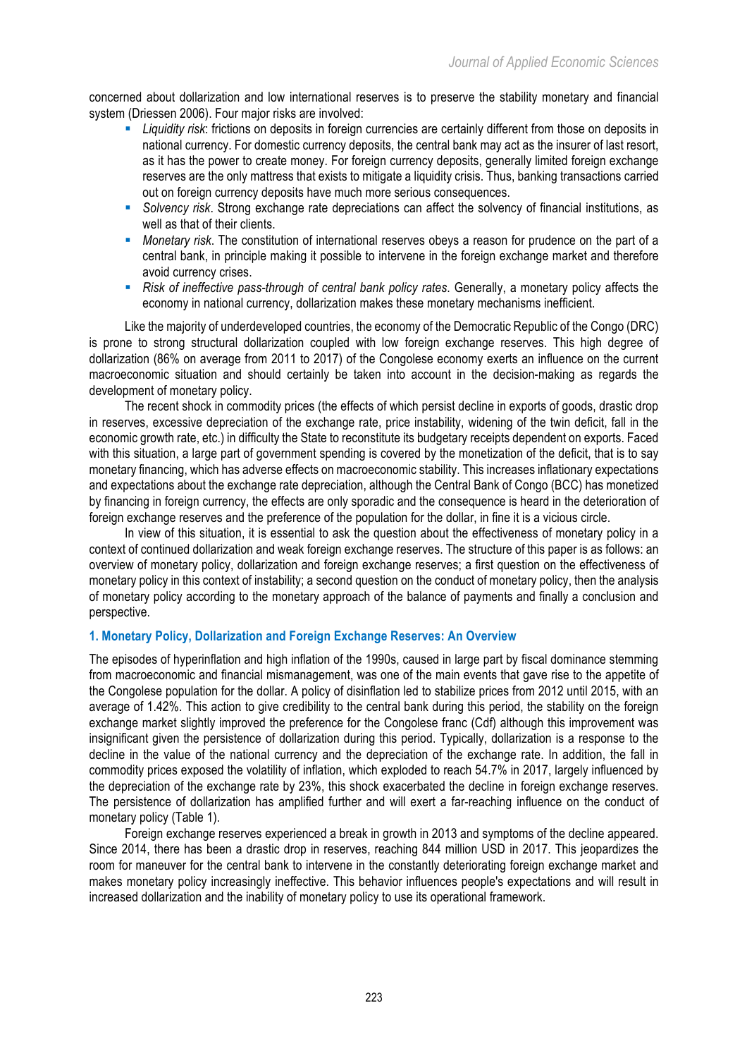concerned about dollarization and low international reserves is to preserve the stability monetary and financial system (Driessen 2006). Four major risks are involved:

- *Liquidity risk*: frictions on deposits in foreign currencies are certainly different from those on deposits in national currency. For domestic currency deposits, the central bank may act as the insurer of last resort, as it has the power to create money. For foreign currency deposits, generally limited foreign exchange reserves are the only mattress that exists to mitigate a liquidity crisis. Thus, banking transactions carried out on foreign currency deposits have much more serious consequences.
- *Solvency risk*. Strong exchange rate depreciations can affect the solvency of financial institutions, as well as that of their clients.
- *Monetary risk*. The constitution of international reserves obeys a reason for prudence on the part of a central bank, in principle making it possible to intervene in the foreign exchange market and therefore avoid currency crises.
- *Risk of ineffective pass-through of central bank policy rates*. Generally, a monetary policy affects the economy in national currency, dollarization makes these monetary mechanisms inefficient.

Like the majority of underdeveloped countries, the economy of the Democratic Republic of the Congo (DRC) is prone to strong structural dollarization coupled with low foreign exchange reserves. This high degree of dollarization (86% on average from 2011 to 2017) of the Congolese economy exerts an influence on the current macroeconomic situation and should certainly be taken into account in the decision-making as regards the development of monetary policy.

The recent shock in commodity prices (the effects of which persist decline in exports of goods, drastic drop in reserves, excessive depreciation of the exchange rate, price instability, widening of the twin deficit, fall in the economic growth rate, etc.) in difficulty the State to reconstitute its budgetary receipts dependent on exports. Faced with this situation, a large part of government spending is covered by the monetization of the deficit, that is to say monetary financing, which has adverse effects on macroeconomic stability. This increases inflationary expectations and expectations about the exchange rate depreciation, although the Central Bank of Congo (BCC) has monetized by financing in foreign currency, the effects are only sporadic and the consequence is heard in the deterioration of foreign exchange reserves and the preference of the population for the dollar, in fine it is a vicious circle.

In view of this situation, it is essential to ask the question about the effectiveness of monetary policy in a context of continued dollarization and weak foreign exchange reserves. The structure of this paper is as follows: an overview of monetary policy, dollarization and foreign exchange reserves; a first question on the effectiveness of monetary policy in this context of instability; a second question on the conduct of monetary policy, then the analysis of monetary policy according to the monetary approach of the balance of payments and finally a conclusion and perspective.

## 1. Monetary Policy, Dollarization and Foreign Exchange Reserves: An Overview

The episodes of hyperinflation and high inflation of the 1990s, caused in large part by fiscal dominance stemming from macroeconomic and financial mismanagement, was one of the main events that gave rise to the appetite of the Congolese population for the dollar. A policy of disinflation led to stabilize prices from 2012 until 2015, with an average of 1.42%. This action to give credibility to the central bank during this period, the stability on the foreign exchange market slightly improved the preference for the Congolese franc (Cdf) although this improvement was insignificant given the persistence of dollarization during this period. Typically, dollarization is a response to the decline in the value of the national currency and the depreciation of the exchange rate. In addition, the fall in commodity prices exposed the volatility of inflation, which exploded to reach 54.7% in 2017, largely influenced by the depreciation of the exchange rate by 23%, this shock exacerbated the decline in foreign exchange reserves. The persistence of dollarization has amplified further and will exert a far-reaching influence on the conduct of monetary policy (Table 1).

Foreign exchange reserves experienced a break in growth in 2013 and symptoms of the decline appeared. Since 2014, there has been a drastic drop in reserves, reaching 844 million USD in 2017. This jeopardizes the room for maneuver for the central bank to intervene in the constantly deteriorating foreign exchange market and makes monetary policy increasingly ineffective. This behavior influences people's expectations and will result in increased dollarization and the inability of monetary policy to use its operational framework.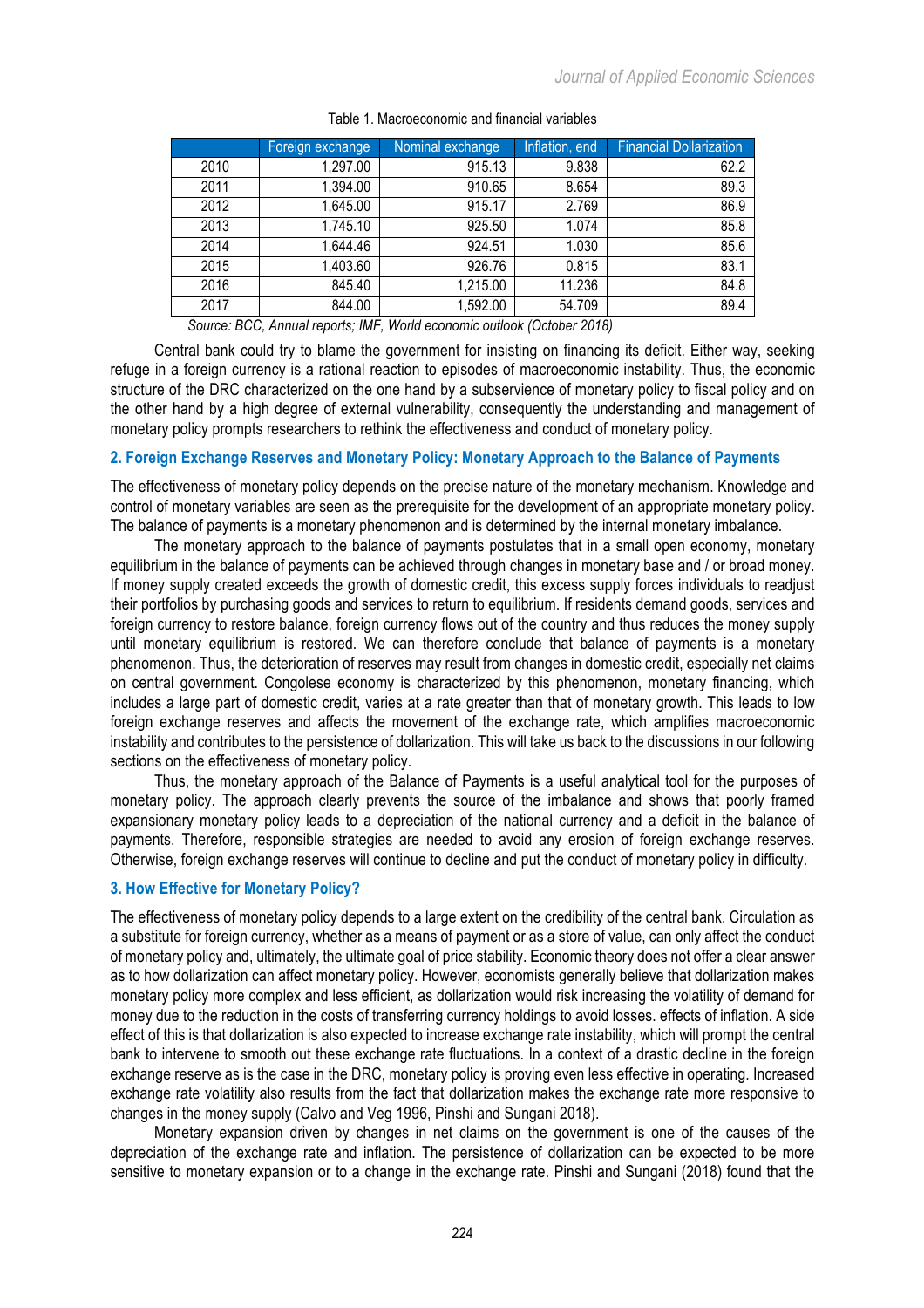Table 1. Macroeconomic and financial variables

| | Foreign exchange | Nominal exchange | Inflation, end | Financial Dollarization |
|---|---|---|---|---|
| 2010 | 1,297.00 | 915.13 | 9.838 | 62.2 |
| 2011 | 1,394.00 | 910.65 | 8.654 | 89.3 |
| 2012 | 1,645.00 | 915.17 | 2.769 | 86.9 |
| 2013 | 1,745.10 | 925.50 | 1.074 | 85.8 |
| 2014 | 1,644.46 | 924.51 | 1.030 | 85.6 |
| 2015 | 1,403.60 | 926.76 | 0.815 | 83.1 |
| 2016 | 845.40 | 1,215.00 | 11.236 | 84.8 |
| 2017 | 844.00 | 1,592.00 | 54.709 | 89.4 |

*Source: BCC, Annual reports; IMF, World economic outlook (October 2018)*

Central bank could try to blame the government for insisting on financing its deficit. Either way, seeking refuge in a foreign currency is a rational reaction to episodes of macroeconomic instability. Thus, the economic structure of the DRC characterized on the one hand by a subservience of monetary policy to fiscal policy and on the other hand by a high degree of external vulnerability, consequently the understanding and management of monetary policy prompts researchers to rethink the effectiveness and conduct of monetary policy.

## 2. Foreign Exchange Reserves and Monetary Policy: Monetary Approach to the Balance of Payments

The effectiveness of monetary policy depends on the precise nature of the monetary mechanism. Knowledge and control of monetary variables are seen as the prerequisite for the development of an appropriate monetary policy. The balance of payments is a monetary phenomenon and is determined by the internal monetary imbalance.

The monetary approach to the balance of payments postulates that in a small open economy, monetary equilibrium in the balance of payments can be achieved through changes in monetary base and / or broad money. If money supply created exceeds the growth of domestic credit, this excess supply forces individuals to readjust their portfolios by purchasing goods and services to return to equilibrium. If residents demand goods, services and foreign currency to restore balance, foreign currency flows out of the country and thus reduces the money supply until monetary equilibrium is restored. We can therefore conclude that balance of payments is a monetary phenomenon. Thus, the deterioration of reserves may result from changes in domestic credit, especially net claims on central government. Congolese economy is characterized by this phenomenon, monetary financing, which includes a large part of domestic credit, varies at a rate greater than that of monetary growth. This leads to low foreign exchange reserves and affects the movement of the exchange rate, which amplifies macroeconomic instability and contributes to the persistence of dollarization. This will take us back to the discussions in our following sections on the effectiveness of monetary policy.

Thus, the monetary approach of the Balance of Payments is a useful analytical tool for the purposes of monetary policy. The approach clearly prevents the source of the imbalance and shows that poorly framed expansionary monetary policy leads to a depreciation of the national currency and a deficit in the balance of payments. Therefore, responsible strategies are needed to avoid any erosion of foreign exchange reserves. Otherwise, foreign exchange reserves will continue to decline and put the conduct of monetary policy in difficulty.

## 3. How Effective for Monetary Policy?

The effectiveness of monetary policy depends to a large extent on the credibility of the central bank. Circulation as a substitute for foreign currency, whether as a means of payment or as a store of value, can only affect the conduct of monetary policy and, ultimately, the ultimate goal of price stability. Economic theory does not offer a clear answer as to how dollarization can affect monetary policy. However, economists generally believe that dollarization makes monetary policy more complex and less efficient, as dollarization would risk increasing the volatility of demand for money due to the reduction in the costs of transferring currency holdings to avoid losses. effects of inflation. A side effect of this is that dollarization is also expected to increase exchange rate instability, which will prompt the central bank to intervene to smooth out these exchange rate fluctuations. In a context of a drastic decline in the foreign exchange reserve as is the case in the DRC, monetary policy is proving even less effective in operating. Increased exchange rate volatility also results from the fact that dollarization makes the exchange rate more responsive to changes in the money supply (Calvo and Veg 1996, Pinshi and Sungani 2018).

Monetary expansion driven by changes in net claims on the government is one of the causes of the depreciation of the exchange rate and inflation. The persistence of dollarization can be expected to be more sensitive to monetary expansion or to a change in the exchange rate. Pinshi and Sungani (2018) found that the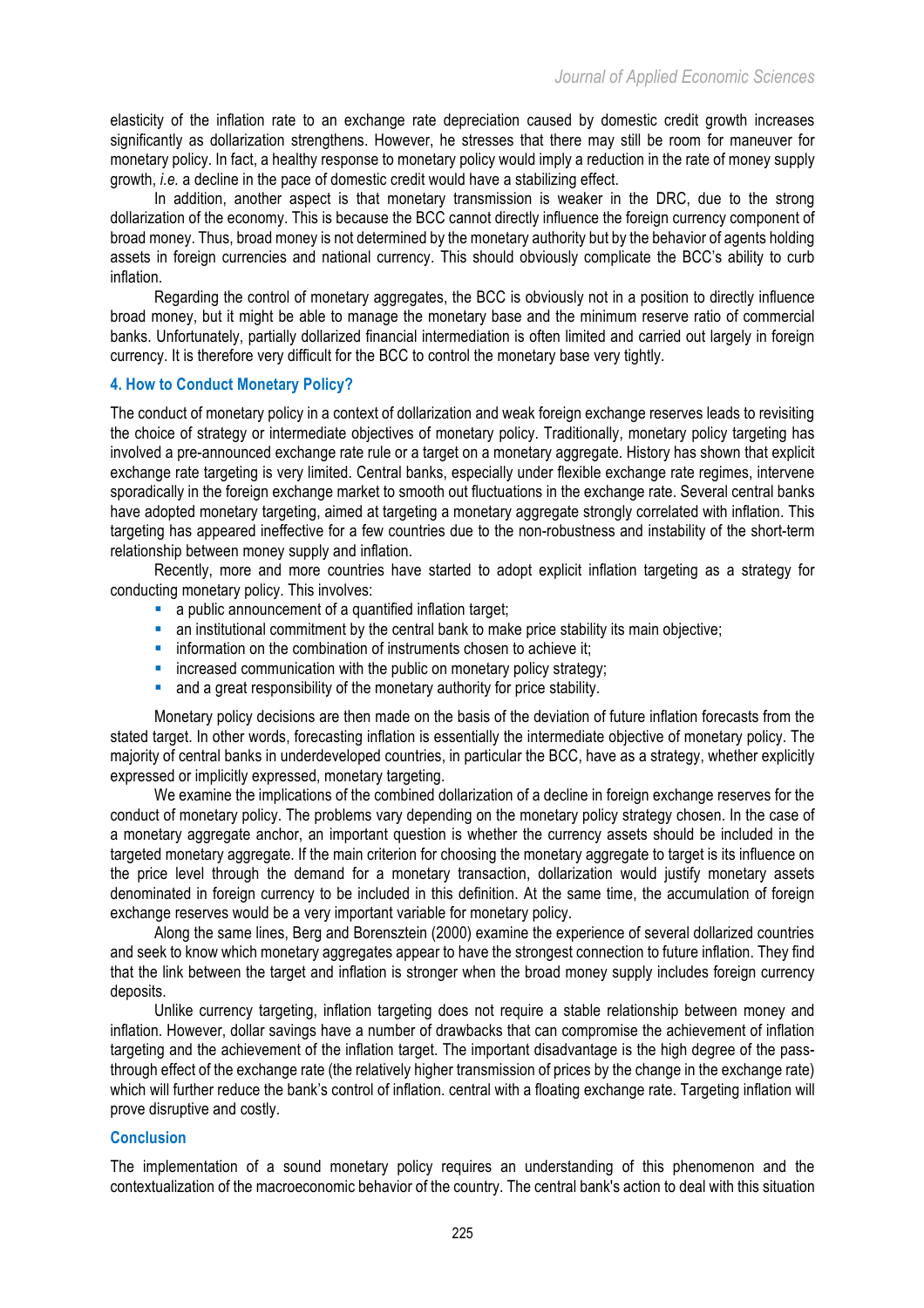elasticity of the inflation rate to an exchange rate depreciation caused by domestic credit growth increases significantly as dollarization strengthens. However, he stresses that there may still be room for maneuver for monetary policy. In fact, a healthy response to monetary policy would imply a reduction in the rate of money supply growth, *i.e.* a decline in the pace of domestic credit would have a stabilizing effect.

In addition, another aspect is that monetary transmission is weaker in the DRC, due to the strong dollarization of the economy. This is because the BCC cannot directly influence the foreign currency component of broad money. Thus, broad money is not determined by the monetary authority but by the behavior of agents holding assets in foreign currencies and national currency. This should obviously complicate the BCC's ability to curb inflation.

Regarding the control of monetary aggregates, the BCC is obviously not in a position to directly influence broad money, but it might be able to manage the monetary base and the minimum reserve ratio of commercial banks. Unfortunately, partially dollarized financial intermediation is often limited and carried out largely in foreign currency. It is therefore very difficult for the BCC to control the monetary base very tightly.

## 4. How to Conduct Monetary Policy?

The conduct of monetary policy in a context of dollarization and weak foreign exchange reserves leads to revisiting the choice of strategy or intermediate objectives of monetary policy. Traditionally, monetary policy targeting has involved a pre-announced exchange rate rule or a target on a monetary aggregate. History has shown that explicit exchange rate targeting is very limited. Central banks, especially under flexible exchange rate regimes, intervene sporadically in the foreign exchange market to smooth out fluctuations in the exchange rate. Several central banks have adopted monetary targeting, aimed at targeting a monetary aggregate strongly correlated with inflation. This targeting has appeared ineffective for a few countries due to the non-robustness and instability of the short-term relationship between money supply and inflation.

Recently, more and more countries have started to adopt explicit inflation targeting as a strategy for conducting monetary policy. This involves:

- a public announcement of a quantified inflation target;
- an institutional commitment by the central bank to make price stability its main objective;
- information on the combination of instruments chosen to achieve it;
- increased communication with the public on monetary policy strategy;
- and a great responsibility of the monetary authority for price stability.

Monetary policy decisions are then made on the basis of the deviation of future inflation forecasts from the stated target. In other words, forecasting inflation is essentially the intermediate objective of monetary policy. The majority of central banks in underdeveloped countries, in particular the BCC, have as a strategy, whether explicitly expressed or implicitly expressed, monetary targeting.

We examine the implications of the combined dollarization of a decline in foreign exchange reserves for the conduct of monetary policy. The problems vary depending on the monetary policy strategy chosen. In the case of a monetary aggregate anchor, an important question is whether the currency assets should be included in the targeted monetary aggregate. If the main criterion for choosing the monetary aggregate to target is its influence on the price level through the demand for a monetary transaction, dollarization would justify monetary assets denominated in foreign currency to be included in this definition. At the same time, the accumulation of foreign exchange reserves would be a very important variable for monetary policy.

Along the same lines, Berg and Borensztein (2000) examine the experience of several dollarized countries and seek to know which monetary aggregates appear to have the strongest connection to future inflation. They find that the link between the target and inflation is stronger when the broad money supply includes foreign currency deposits.

Unlike currency targeting, inflation targeting does not require a stable relationship between money and inflation. However, dollar savings have a number of drawbacks that can compromise the achievement of inflation targeting and the achievement of the inflation target. The important disadvantage is the high degree of the pass-through effect of the exchange rate (the relatively higher transmission of prices by the change in the exchange rate) which will further reduce the bank's control of inflation. central with a floating exchange rate. Targeting inflation will prove disruptive and costly.

## Conclusion

The implementation of a sound monetary policy requires an understanding of this phenomenon and the contextualization of the macroeconomic behavior of the country. The central bank's action to deal with this situation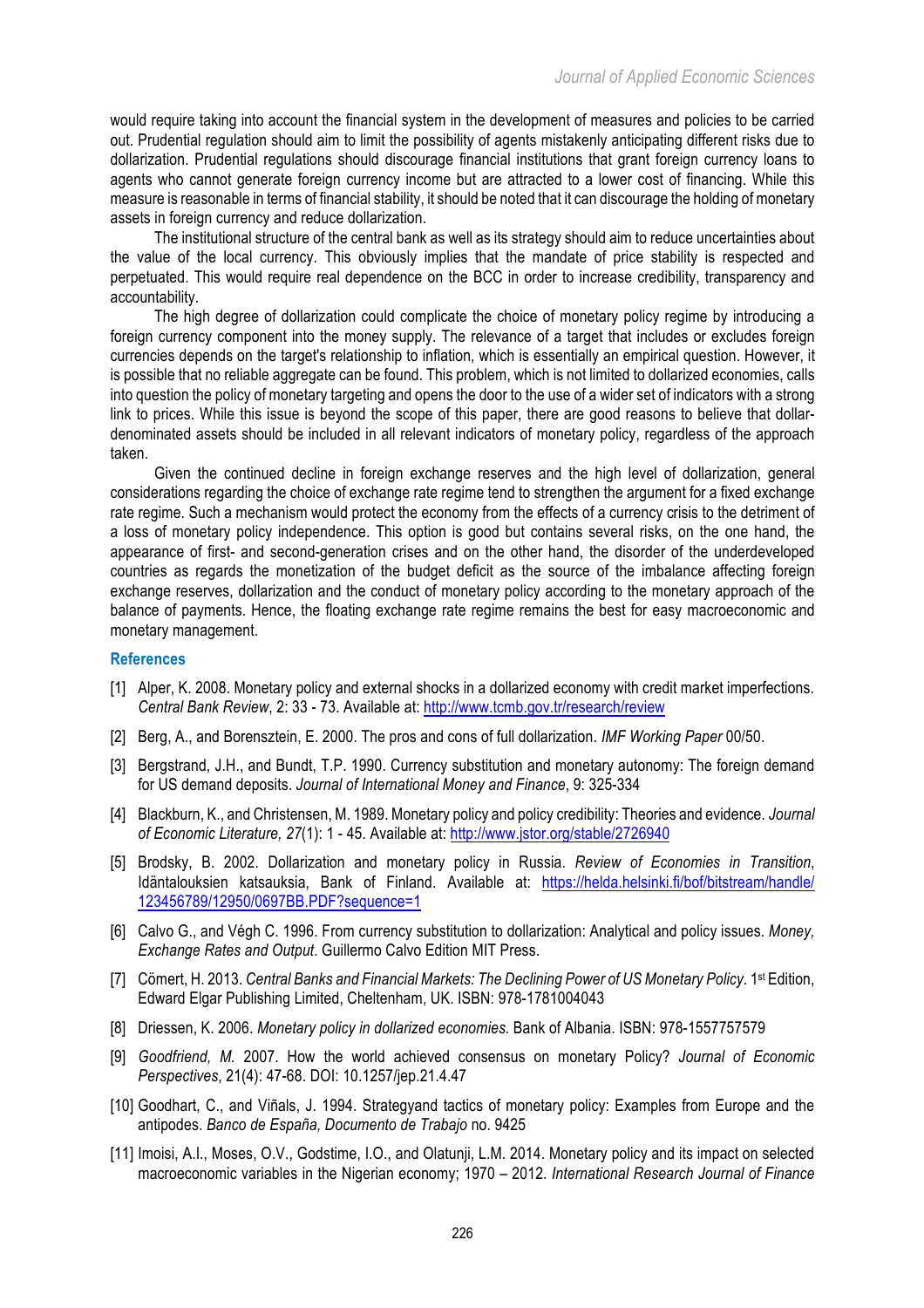would require taking into account the financial system in the development of measures and policies to be carried out. Prudential regulation should aim to limit the possibility of agents mistakenly anticipating different risks due to dollarization. Prudential regulations should discourage financial institutions that grant foreign currency loans to agents who cannot generate foreign currency income but are attracted to a lower cost of financing. While this measure is reasonable in terms of financial stability, it should be noted that it can discourage the holding of monetary assets in foreign currency and reduce dollarization.

The institutional structure of the central bank as well as its strategy should aim to reduce uncertainties about the value of the local currency. This obviously implies that the mandate of price stability is respected and perpetuated. This would require real dependence on the BCC in order to increase credibility, transparency and accountability.

The high degree of dollarization could complicate the choice of monetary policy regime by introducing a foreign currency component into the money supply. The relevance of a target that includes or excludes foreign currencies depends on the target's relationship to inflation, which is essentially an empirical question. However, it is possible that no reliable aggregate can be found. This problem, which is not limited to dollarized economies, calls into question the policy of monetary targeting and opens the door to the use of a wider set of indicators with a strong link to prices. While this issue is beyond the scope of this paper, there are good reasons to believe that dollar-denominated assets should be included in all relevant indicators of monetary policy, regardless of the approach taken.

Given the continued decline in foreign exchange reserves and the high level of dollarization, general considerations regarding the choice of exchange rate regime tend to strengthen the argument for a fixed exchange rate regime. Such a mechanism would protect the economy from the effects of a currency crisis to the detriment of a loss of monetary policy independence. This option is good but contains several risks, on the one hand, the appearance of first- and second-generation crises and on the other hand, the disorder of the underdeveloped countries as regards the monetization of the budget deficit as the source of the imbalance affecting foreign exchange reserves, dollarization and the conduct of monetary policy according to the monetary approach of the balance of payments. Hence, the floating exchange rate regime remains the best for easy macroeconomic and monetary management.

## References

[1] Alper, K. 2008. Monetary policy and external shocks in a dollarized economy with credit market imperfections. *Central Bank Review*, 2: 33 - 73. Available at: http://www.tcmb.gov.tr/research/review

[2] Berg, A., and Borensztein, E. 2000. The pros and cons of full dollarization. *IMF Working Paper* 00/50.

[3] Bergstrand, J.H., and Bundt, T.P. 1990. Currency substitution and monetary autonomy: The foreign demand for US demand deposits. *Journal of International Money and Finance*, 9: 325-334

[4] Blackburn, K., and Christensen, M. 1989. Monetary policy and policy credibility: Theories and evidence. *Journal of Economic Literature, 27*(1): 1 - 45. Available at: http://www.jstor.org/stable/2726940

[5] Brodsky, B. 2002. Dollarization and monetary policy in Russia. *Review of Economies in Transition*, Idäntalouksien katsauksia, Bank of Finland. Available at: https://helda.helsinki.fi/bof/bitstream/handle/123456789/12950/0697BB.PDF?sequence=1

[6] Calvo G., and Végh C. 1996. From currency substitution to dollarization: Analytical and policy issues. *Money, Exchange Rates and Output*. Guillermo Calvo Edition MIT Press.

[7] Cömert, H. 2013. *Central Banks and Financial Markets: The Declining Power of US Monetary Policy*. 1st Edition, Edward Elgar Publishing Limited, Cheltenham, UK. ISBN: 978-1781004043

[8] Driessen, K. 2006. *Monetary policy in dollarized economies.* Bank of Albania. ISBN: 978-1557757579

[9] *Goodfriend, M.* 2007. How the world achieved consensus on monetary Policy? *Journal of Economic Perspectives*, 21(4): 47-68. DOI: 10.1257/jep.21.4.47

[10] Goodhart, C., and Viñals, J. 1994. Strategyand tactics of monetary policy: Examples from Europe and the antipodes. *Banco de España, Documento de Trabajo* no. 9425

[11] Imoisi, A.I., Moses, O.V., Godstime, I.O., and Olatunji, L.M. 2014. Monetary policy and its impact on selected macroeconomic variables in the Nigerian economy; 1970 – 2012. *International Research Journal of Finance*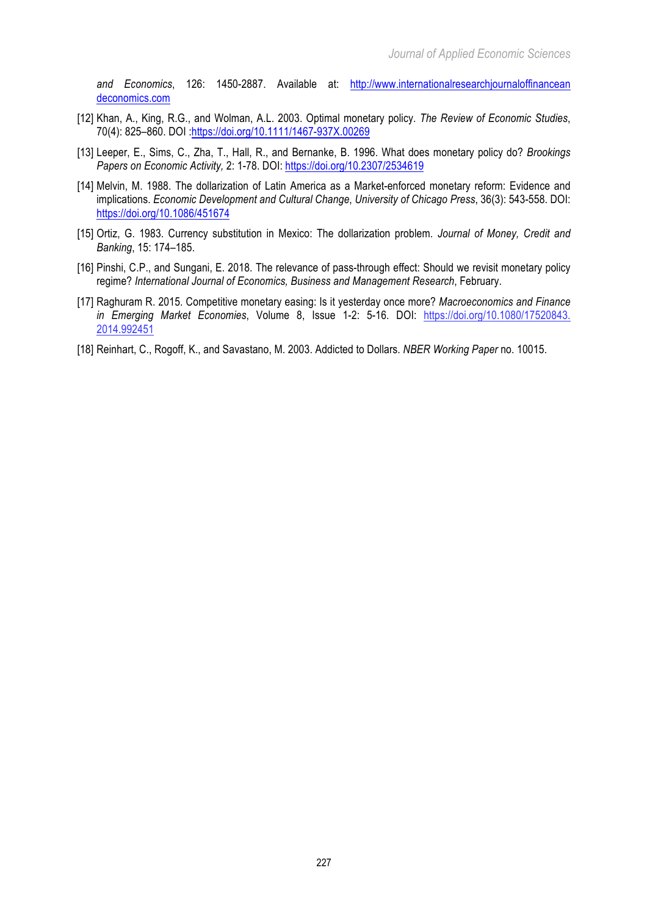*and Economics*, 126: 1450-2887. Available at: http://www.internationalresearchjournaloffinanceandeconomics.com

[12] Khan, A., King, R.G., and Wolman, A.L. 2003. Optimal monetary policy. *The Review of Economic Studies*, 70(4): 825–860. DOI :https://doi.org/10.1111/1467-937X.00269

[13] Leeper, E., Sims, C., Zha, T., Hall, R., and Bernanke, B. 1996. What does monetary policy do? *Brookings Papers on Economic Activity,* 2: 1-78. DOI: https://doi.org/10.2307/2534619

[14] Melvin, M. 1988. The dollarization of Latin America as a Market-enforced monetary reform: Evidence and implications. *Economic Development and Cultural Change*, *University of Chicago Press*, 36(3): 543-558. DOI: https://doi.org/10.1086/451674

[15] Ortiz, G. 1983. Currency substitution in Mexico: The dollarization problem. *Journal of Money, Credit and Banking*, 15: 174–185.

[16] Pinshi, C.P., and Sungani, E. 2018. The relevance of pass-through effect: Should we revisit monetary policy regime? *International Journal of Economics, Business and Management Research*, February.

[17] Raghuram R. 2015. Competitive monetary easing: Is it yesterday once more? *Macroeconomics and Finance in Emerging Market Economies*, Volume 8, Issue 1-2: 5-16. DOI: https://doi.org/10.1080/17520843.2014.992451

[18] Reinhart, C., Rogoff, K., and Savastano, M. 2003. Addicted to Dollars. *NBER Working Paper* no. 10015.